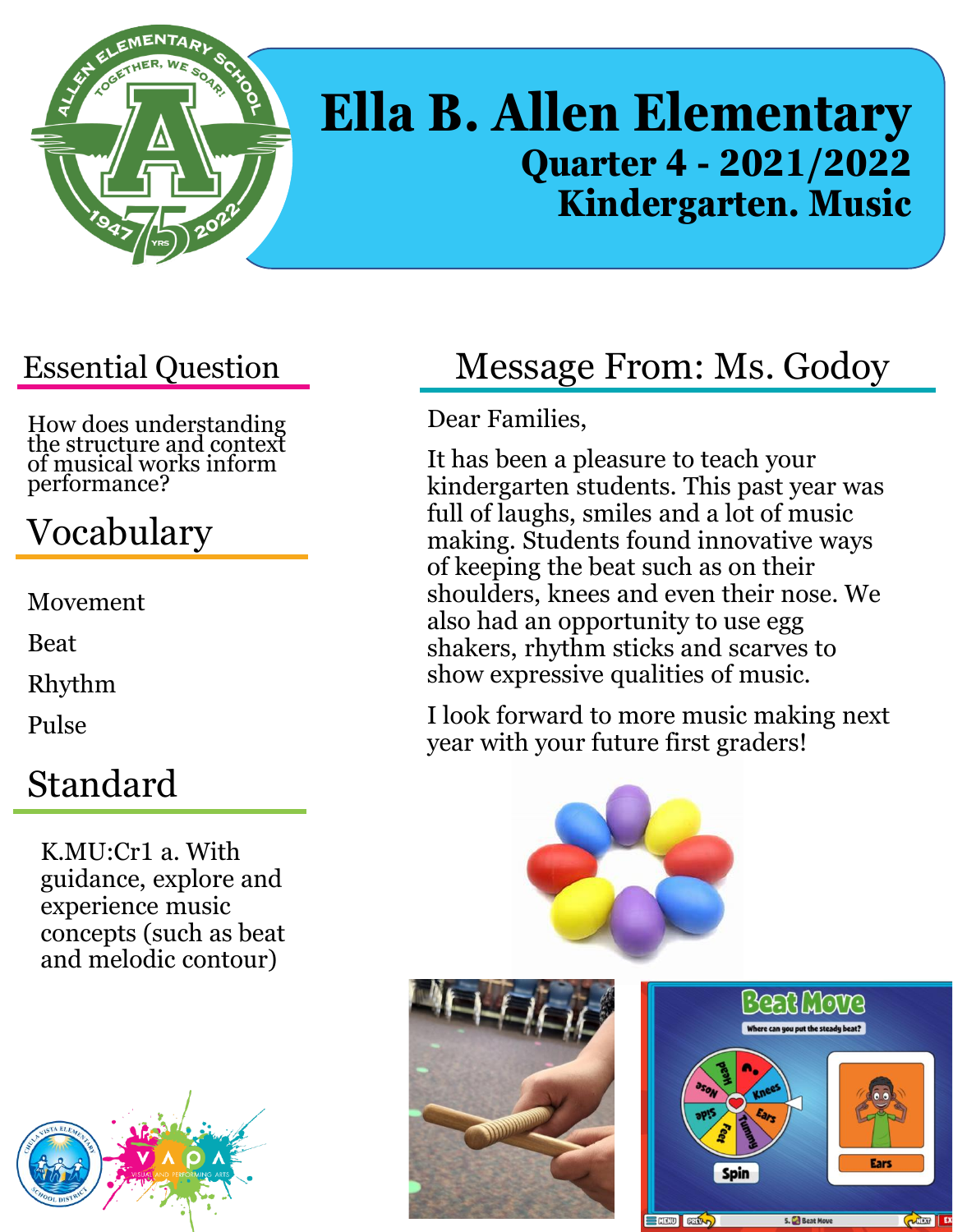# Ella B. Allen Elementary
## Quarter 4 - 2021/2022
## Kindergarten. Music

## Essential Question

How does understanding the structure and context of musical works inform performance?

## Vocabulary

Movement

Beat

Rhythm

Pulse

## Standard

K.MU:Cr1 a. With guidance, explore and experience music concepts (such as beat and melodic contour)

## Message From: Ms. Godoy

Dear Families,

It has been a pleasure to teach your kindergarten students. This past year was full of laughs, smiles and a lot of music making. Students found innovative ways of keeping the beat such as on their shoulders, knees and even their nose. We also had an opportunity to use egg shakers, rhythm sticks and scarves to show expressive qualities of music.

I look forward to more music making next year with your future first graders!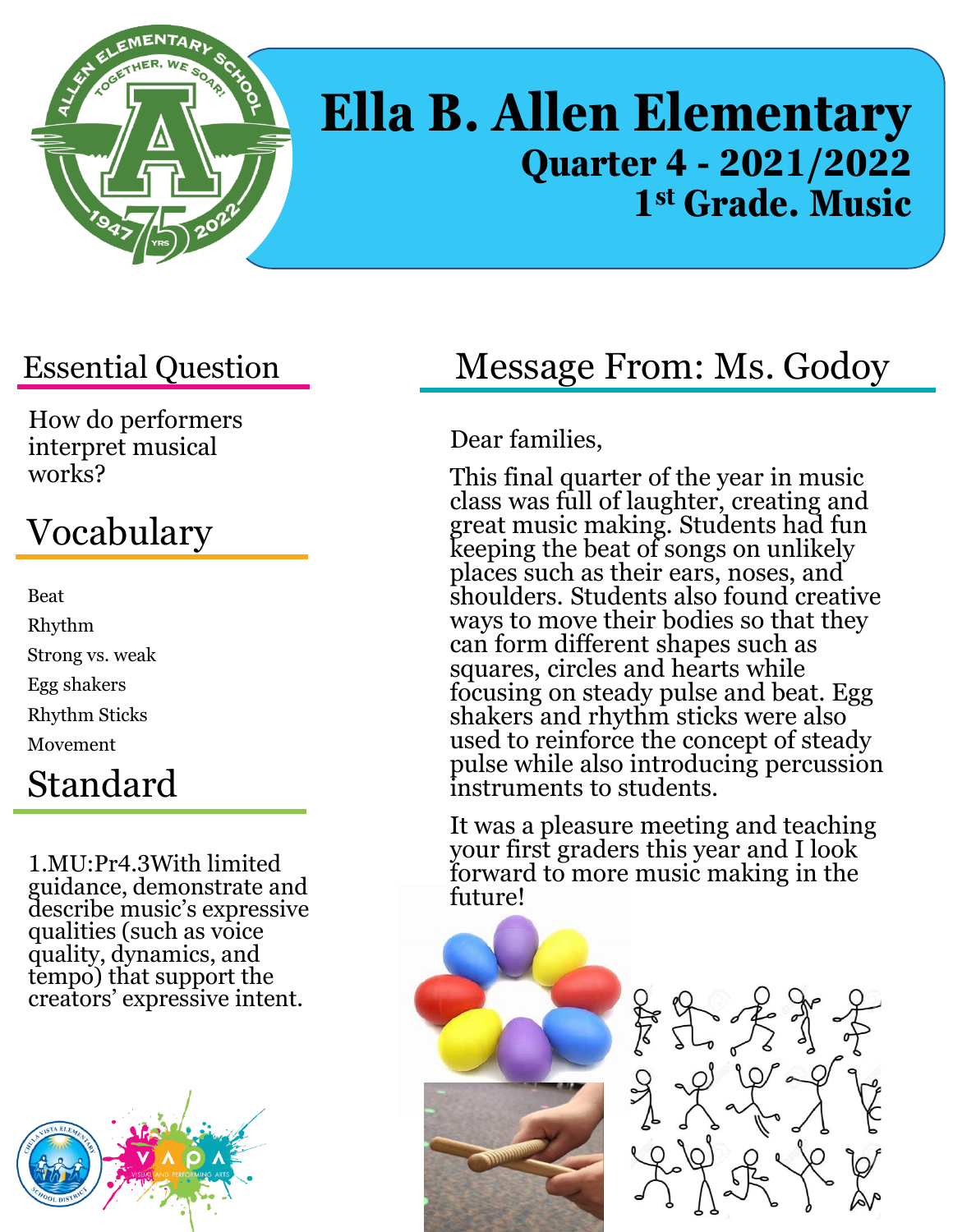# Ella B. Allen Elementary

## Quarter 4 - 2021/2022

## 1st Grade. Music

## Essential Question

How do performers interpret musical works?

## Vocabulary

Beat

Rhythm

Strong vs. weak

Egg shakers

Rhythm Sticks

Movement

## Standard

1.MU:Pr4.3With limited guidance, demonstrate and describe music's expressive qualities (such as voice quality, dynamics, and tempo) that support the creators' expressive intent.

## Message From: Ms. Godoy

Dear families,

This final quarter of the year in music class was full of laughter, creating and great music making. Students had fun keeping the beat of songs on unlikely places such as their ears, noses, and shoulders. Students also found creative ways to move their bodies so that they can form different shapes such as squares, circles and hearts while focusing on steady pulse and beat. Egg shakers and rhythm sticks were also used to reinforce the concept of steady pulse while also introducing percussion instruments to students.

It was a pleasure meeting and teaching your first graders this year and I look forward to more music making in the future!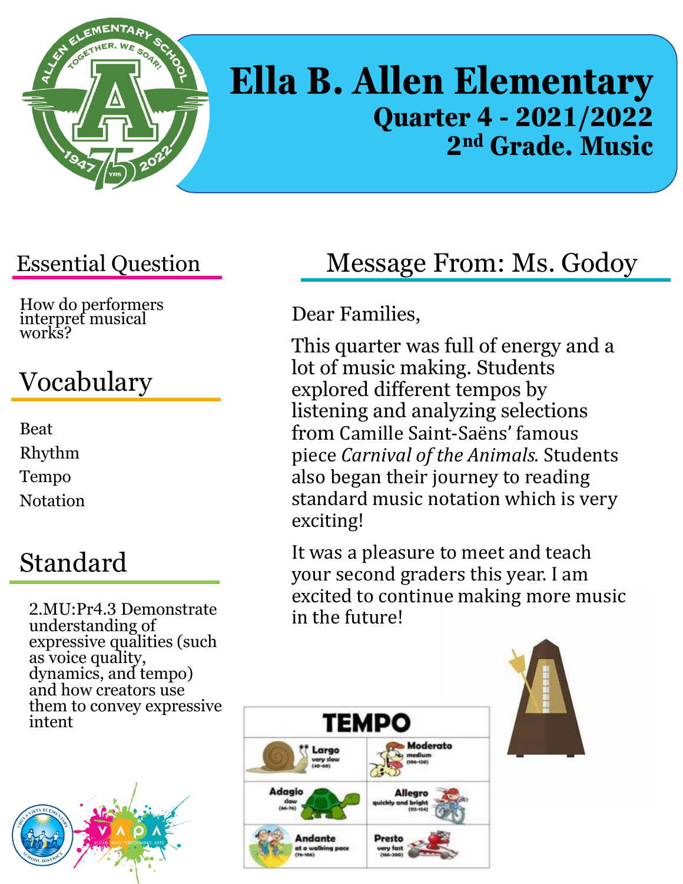# Ella B. Allen Elementary

## Quarter 4 - 2021/2022

## 2nd Grade. Music

## Essential Question

How do performers interpret musical works?

## Vocabulary

Beat
Rhythm
Tempo
Notation

## Standard

2.MU:Pr4.3 Demonstrate understanding of expressive qualities (such as voice quality, dynamics, and tempo) and how creators use them to convey expressive intent

## Message From: Ms. Godoy

Dear Families,

This quarter was full of energy and a lot of music making. Students explored different tempos by listening and analyzing selections from Camille Saint-Saëns' famous piece *Carnival of the Animals.* Students also began their journey to reading standard music notation which is very exciting!

It was a pleasure to meet and teach your second graders this year. I am excited to continue making more music in the future!

**TEMPO**

| | |
|---|---|
| **Largo** very slow (40-60) | **Moderato** medium (106-120) |
| **Adagio** slow (66-76) | **Allegro** quickly and bright (112-124) |
| **Andante** at a walking pace (76-106) | **Presto** very fast (166-200) |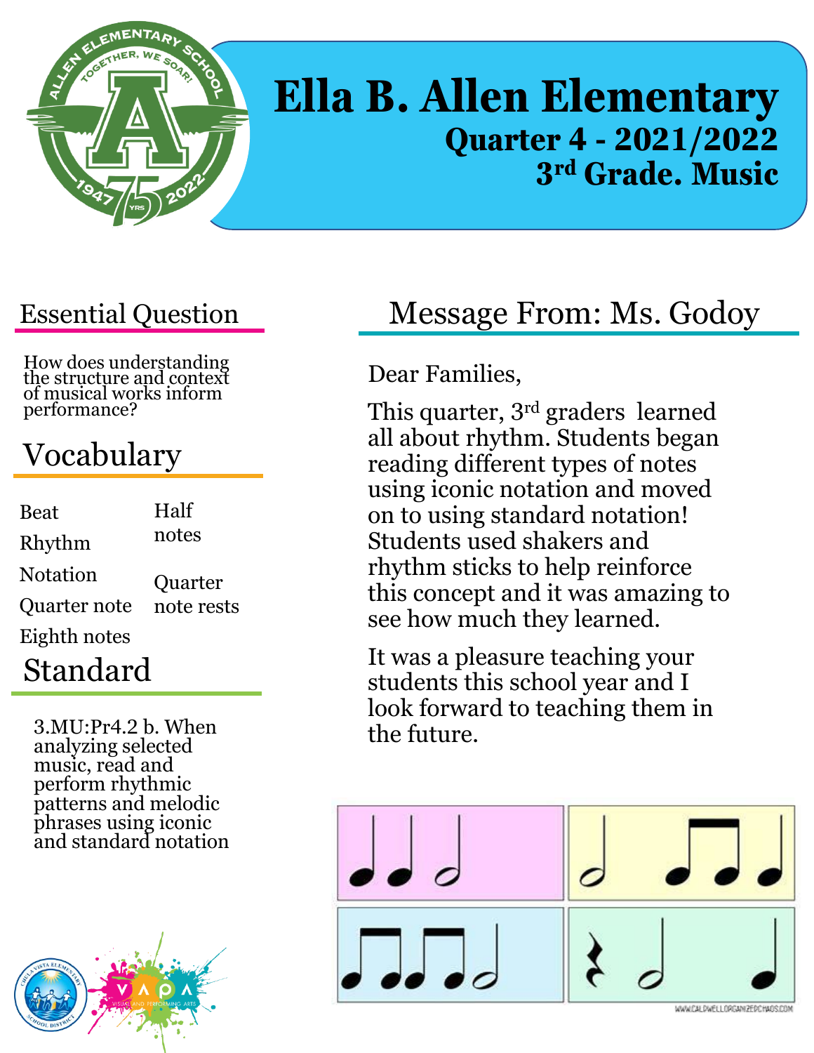# Ella B. Allen Elementary

## Quarter 4 - 2021/2022

## 3rd Grade. Music

## Essential Question

How does understanding the structure and context of musical works inform performance?

## Vocabulary

- Beat
- Rhythm
- Notation
- Quarter note
- Eighth notes
- Half notes
- Quarter note rests

## Standard

3.MU:Pr4.2 b. When analyzing selected music, read and perform rhythmic patterns and melodic phrases using iconic and standard notation

## Message From: Ms. Godoy

Dear Families,

This quarter, 3rd graders learned all about rhythm. Students began reading different types of notes using iconic notation and moved on to using standard notation! Students used shakers and rhythm sticks to help reinforce this concept and it was amazing to see how much they learned.

It was a pleasure teaching your students this school year and I look forward to teaching them in the future.

WWW.CALDWELLORGANIZEDCHAOS.COM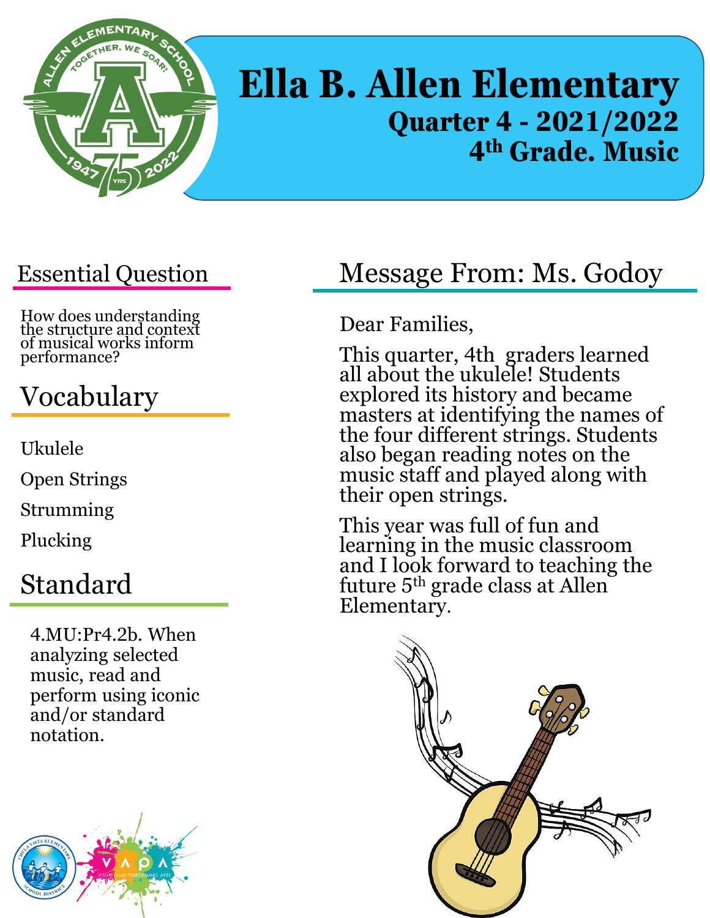# Ella B. Allen Elementary

## Quarter 4 - 2021/2022

## 4th Grade. Music

## Essential Question

How does understanding the structure and context of musical works inform performance?

## Vocabulary

Ukulele

Open Strings

Strumming

Plucking

## Standard

4.MU:Pr4.2b. When analyzing selected music, read and perform using iconic and/or standard notation.

## Message From: Ms. Godoy

Dear Families,

This quarter, 4th graders learned all about the ukulele! Students explored its history and became masters at identifying the names of the four different strings. Students also began reading notes on the music staff and played along with their open strings.

This year was full of fun and learning in the music classroom and I look forward to teaching the future 5th grade class at Allen Elementary.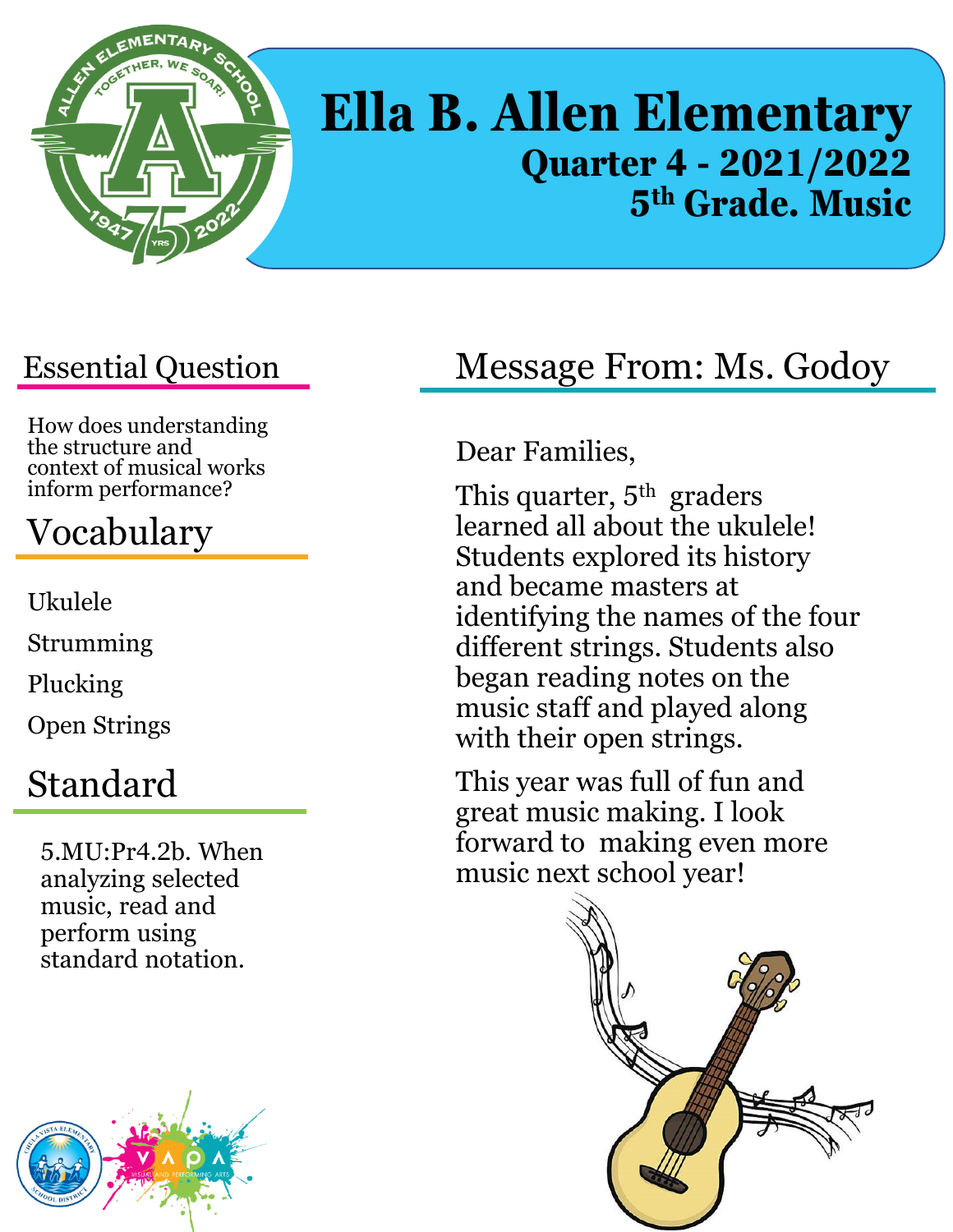# Ella B. Allen Elementary

**Quarter 4 - 2021/2022**

**5th Grade. Music**

## Essential Question

How does understanding the structure and context of musical works inform performance?

## Vocabulary

Ukulele

Strumming

Plucking

Open Strings

## Standard

5.MU:Pr4.2b. When analyzing selected music, read and perform using standard notation.

## Message From: Ms. Godoy

Dear Families,

This quarter, 5th graders learned all about the ukulele! Students explored its history and became masters at identifying the names of the four different strings. Students also began reading notes on the music staff and played along with their open strings.

This year was full of fun and great music making. I look forward to making even more music next school year!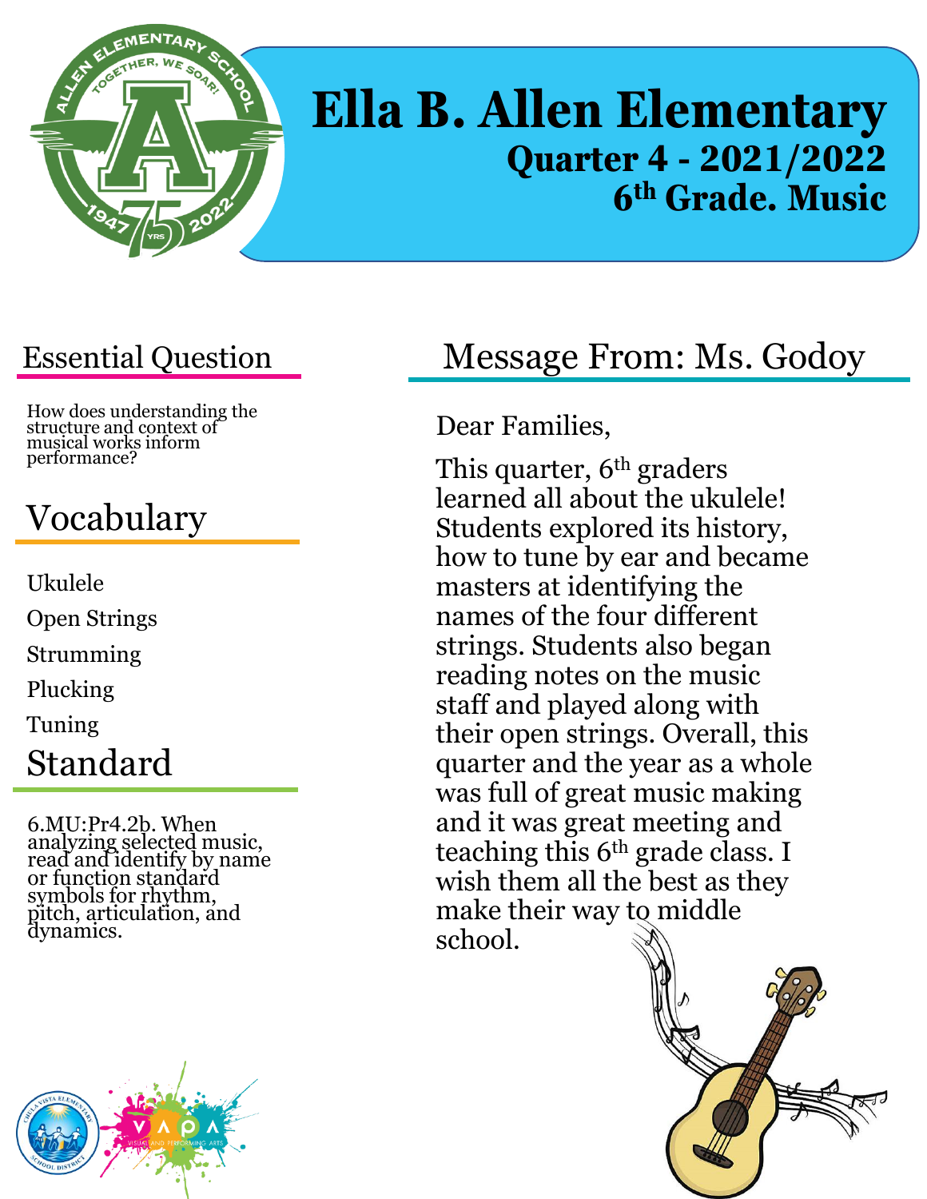# Ella B. Allen Elementary

## Quarter 4 - 2021/2022

## 6th Grade. Music

## Essential Question

How does understanding the structure and context of musical works inform performance?

## Vocabulary

Ukulele

Open Strings

Strumming

Plucking

Tuning

## Standard

6.MU:Pr4.2b. When analyzing selected music, read and identify by name or function standard symbols for rhythm, pitch, articulation, and dynamics.

## Message From: Ms. Godoy

Dear Families,

This quarter, 6th graders learned all about the ukulele! Students explored its history, how to tune by ear and became masters at identifying the names of the four different strings. Students also began reading notes on the music staff and played along with their open strings. Overall, this quarter and the year as a whole was full of great music making and it was great meeting and teaching this 6th grade class. I wish them all the best as they make their way to middle school.